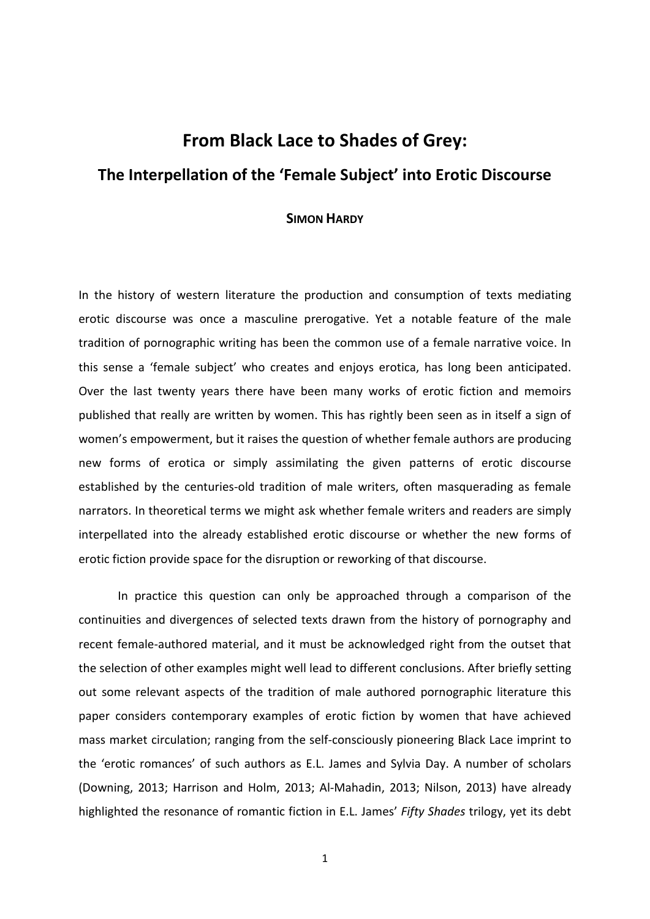# From Black Lace to Shades of Grey:

## The Interpellation of the 'Female Subject' into Erotic Discourse

**SIMON HARDY**

In the history of western literature the production and consumption of texts mediating erotic discourse was once a masculine prerogative. Yet a notable feature of the male tradition of pornographic writing has been the common use of a female narrative voice. In this sense a 'female subject' who creates and enjoys erotica, has long been anticipated. Over the last twenty years there have been many works of erotic fiction and memoirs published that really are written by women. This has rightly been seen as in itself a sign of women's empowerment, but it raises the question of whether female authors are producing new forms of erotica or simply assimilating the given patterns of erotic discourse established by the centuries-old tradition of male writers, often masquerading as female narrators. In theoretical terms we might ask whether female writers and readers are simply interpellated into the already established erotic discourse or whether the new forms of erotic fiction provide space for the disruption or reworking of that discourse.

In practice this question can only be approached through a comparison of the continuities and divergences of selected texts drawn from the history of pornography and recent female-authored material, and it must be acknowledged right from the outset that the selection of other examples might well lead to different conclusions. After briefly setting out some relevant aspects of the tradition of male authored pornographic literature this paper considers contemporary examples of erotic fiction by women that have achieved mass market circulation; ranging from the self-consciously pioneering Black Lace imprint to the 'erotic romances' of such authors as E.L. James and Sylvia Day. A number of scholars (Downing, 2013; Harrison and Holm, 2013; Al-Mahadin, 2013; Nilson, 2013) have already highlighted the resonance of romantic fiction in E.L. James' *Fifty Shades* trilogy, yet its debt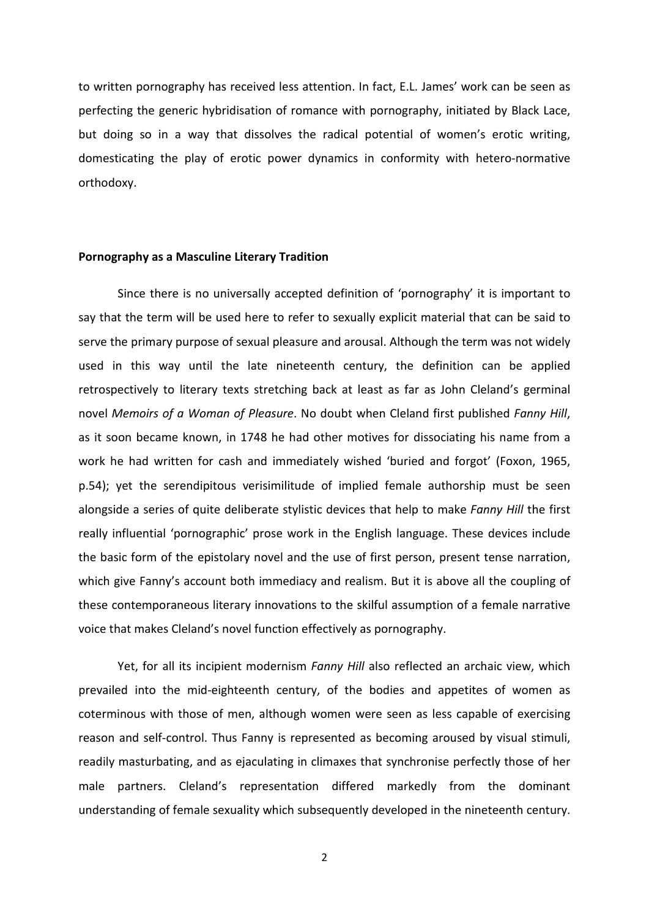to written pornography has received less attention. In fact, E.L. James' work can be seen as perfecting the generic hybridisation of romance with pornography, initiated by Black Lace, but doing so in a way that dissolves the radical potential of women's erotic writing, domesticating the play of erotic power dynamics in conformity with hetero-normative orthodoxy.

**Pornography as a Masculine Literary Tradition**

Since there is no universally accepted definition of 'pornography' it is important to say that the term will be used here to refer to sexually explicit material that can be said to serve the primary purpose of sexual pleasure and arousal. Although the term was not widely used in this way until the late nineteenth century, the definition can be applied retrospectively to literary texts stretching back at least as far as John Cleland's germinal novel *Memoirs of a Woman of Pleasure*. No doubt when Cleland first published *Fanny Hill*, as it soon became known, in 1748 he had other motives for dissociating his name from a work he had written for cash and immediately wished 'buried and forgot' (Foxon, 1965, p.54); yet the serendipitous verisimilitude of implied female authorship must be seen alongside a series of quite deliberate stylistic devices that help to make *Fanny Hill* the first really influential 'pornographic' prose work in the English language. These devices include the basic form of the epistolary novel and the use of first person, present tense narration, which give Fanny's account both immediacy and realism. But it is above all the coupling of these contemporaneous literary innovations to the skilful assumption of a female narrative voice that makes Cleland's novel function effectively as pornography.

Yet, for all its incipient modernism *Fanny Hill* also reflected an archaic view, which prevailed into the mid-eighteenth century, of the bodies and appetites of women as coterminous with those of men, although women were seen as less capable of exercising reason and self-control. Thus Fanny is represented as becoming aroused by visual stimuli, readily masturbating, and as ejaculating in climaxes that synchronise perfectly those of her male partners. Cleland's representation differed markedly from the dominant understanding of female sexuality which subsequently developed in the nineteenth century.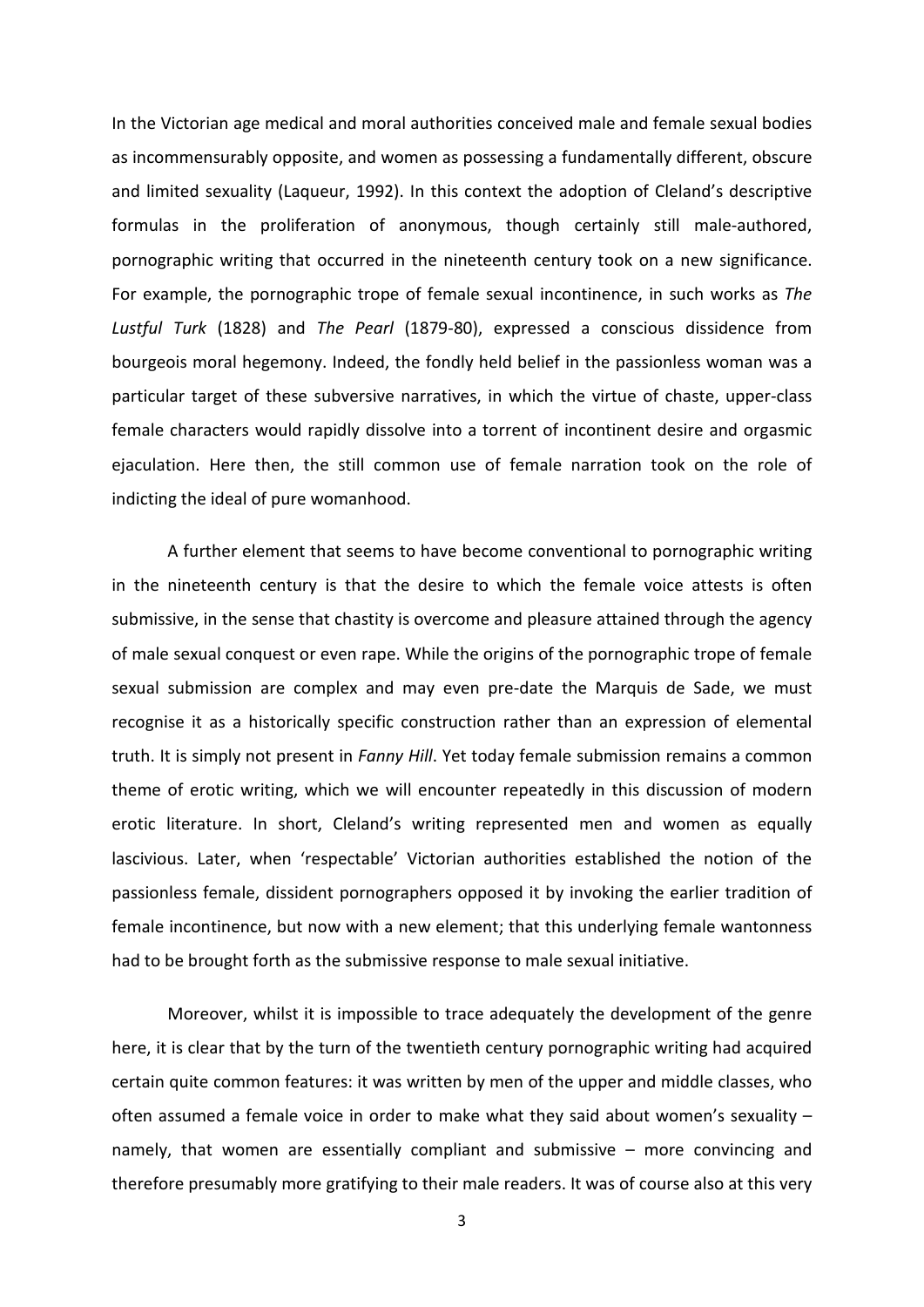In the Victorian age medical and moral authorities conceived male and female sexual bodies as incommensurably opposite, and women as possessing a fundamentally different, obscure and limited sexuality (Laqueur, 1992). In this context the adoption of Cleland's descriptive formulas in the proliferation of anonymous, though certainly still male-authored, pornographic writing that occurred in the nineteenth century took on a new significance. For example, the pornographic trope of female sexual incontinence, in such works as *The Lustful Turk* (1828) and *The Pearl* (1879-80), expressed a conscious dissidence from bourgeois moral hegemony. Indeed, the fondly held belief in the passionless woman was a particular target of these subversive narratives, in which the virtue of chaste, upper-class female characters would rapidly dissolve into a torrent of incontinent desire and orgasmic ejaculation. Here then, the still common use of female narration took on the role of indicting the ideal of pure womanhood.

A further element that seems to have become conventional to pornographic writing in the nineteenth century is that the desire to which the female voice attests is often submissive, in the sense that chastity is overcome and pleasure attained through the agency of male sexual conquest or even rape. While the origins of the pornographic trope of female sexual submission are complex and may even pre-date the Marquis de Sade, we must recognise it as a historically specific construction rather than an expression of elemental truth. It is simply not present in *Fanny Hill*. Yet today female submission remains a common theme of erotic writing, which we will encounter repeatedly in this discussion of modern erotic literature. In short, Cleland's writing represented men and women as equally lascivious. Later, when 'respectable' Victorian authorities established the notion of the passionless female, dissident pornographers opposed it by invoking the earlier tradition of female incontinence, but now with a new element; that this underlying female wantonness had to be brought forth as the submissive response to male sexual initiative.

Moreover, whilst it is impossible to trace adequately the development of the genre here, it is clear that by the turn of the twentieth century pornographic writing had acquired certain quite common features: it was written by men of the upper and middle classes, who often assumed a female voice in order to make what they said about women's sexuality – namely, that women are essentially compliant and submissive – more convincing and therefore presumably more gratifying to their male readers. It was of course also at this very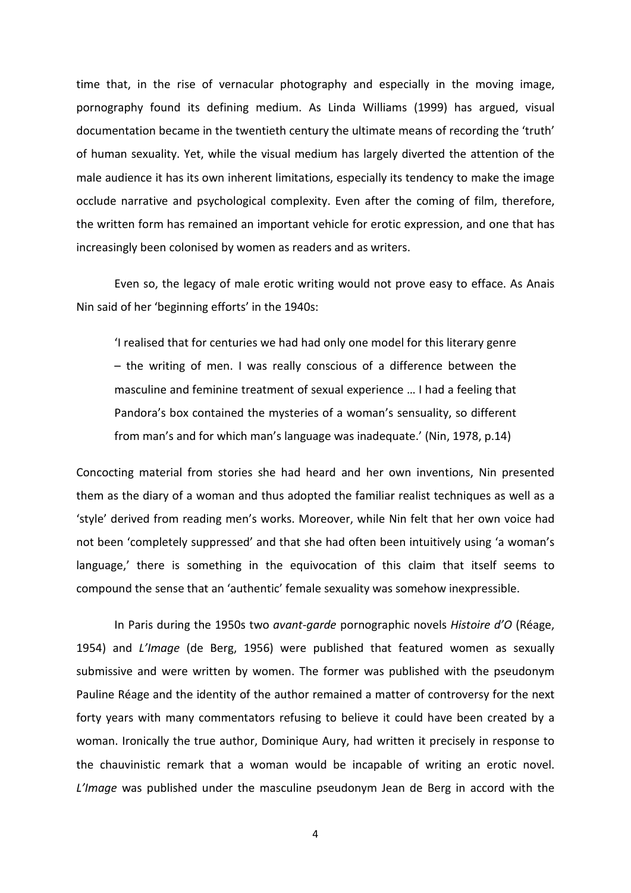time that, in the rise of vernacular photography and especially in the moving image, pornography found its defining medium. As Linda Williams (1999) has argued, visual documentation became in the twentieth century the ultimate means of recording the 'truth' of human sexuality. Yet, while the visual medium has largely diverted the attention of the male audience it has its own inherent limitations, especially its tendency to make the image occlude narrative and psychological complexity. Even after the coming of film, therefore, the written form has remained an important vehicle for erotic expression, and one that has increasingly been colonised by women as readers and as writers.

Even so, the legacy of male erotic writing would not prove easy to efface. As Anais Nin said of her 'beginning efforts' in the 1940s:

> 'I realised that for centuries we had had only one model for this literary genre – the writing of men. I was really conscious of a difference between the masculine and feminine treatment of sexual experience … I had a feeling that Pandora's box contained the mysteries of a woman's sensuality, so different from man's and for which man's language was inadequate.' (Nin, 1978, p.14)

Concocting material from stories she had heard and her own inventions, Nin presented them as the diary of a woman and thus adopted the familiar realist techniques as well as a 'style' derived from reading men's works. Moreover, while Nin felt that her own voice had not been 'completely suppressed' and that she had often been intuitively using 'a woman's language,' there is something in the equivocation of this claim that itself seems to compound the sense that an 'authentic' female sexuality was somehow inexpressible.

In Paris during the 1950s two *avant-garde* pornographic novels *Histoire d'O* (Réage, 1954) and *L'Image* (de Berg, 1956) were published that featured women as sexually submissive and were written by women. The former was published with the pseudonym Pauline Réage and the identity of the author remained a matter of controversy for the next forty years with many commentators refusing to believe it could have been created by a woman. Ironically the true author, Dominique Aury, had written it precisely in response to the chauvinistic remark that a woman would be incapable of writing an erotic novel. *L'Image* was published under the masculine pseudonym Jean de Berg in accord with the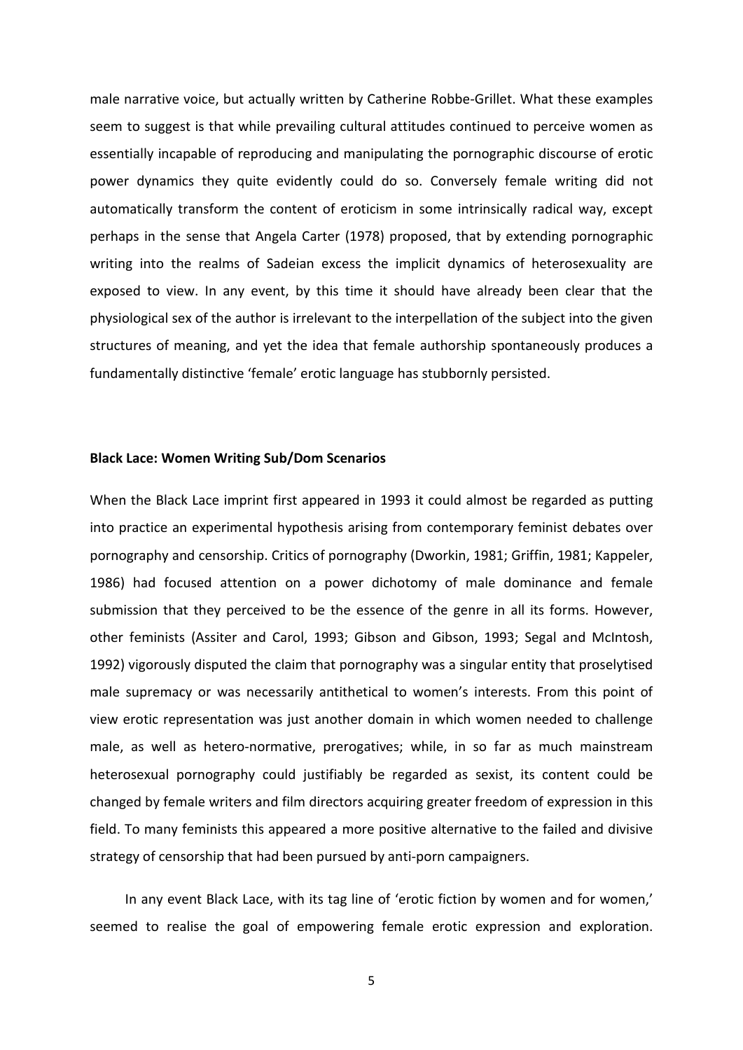male narrative voice, but actually written by Catherine Robbe-Grillet. What these examples seem to suggest is that while prevailing cultural attitudes continued to perceive women as essentially incapable of reproducing and manipulating the pornographic discourse of erotic power dynamics they quite evidently could do so. Conversely female writing did not automatically transform the content of eroticism in some intrinsically radical way, except perhaps in the sense that Angela Carter (1978) proposed, that by extending pornographic writing into the realms of Sadeian excess the implicit dynamics of heterosexuality are exposed to view. In any event, by this time it should have already been clear that the physiological sex of the author is irrelevant to the interpellation of the subject into the given structures of meaning, and yet the idea that female authorship spontaneously produces a fundamentally distinctive 'female' erotic language has stubbornly persisted.

## Black Lace: Women Writing Sub/Dom Scenarios

When the Black Lace imprint first appeared in 1993 it could almost be regarded as putting into practice an experimental hypothesis arising from contemporary feminist debates over pornography and censorship. Critics of pornography (Dworkin, 1981; Griffin, 1981; Kappeler, 1986) had focused attention on a power dichotomy of male dominance and female submission that they perceived to be the essence of the genre in all its forms. However, other feminists (Assiter and Carol, 1993; Gibson and Gibson, 1993; Segal and McIntosh, 1992) vigorously disputed the claim that pornography was a singular entity that proselytised male supremacy or was necessarily antithetical to women's interests. From this point of view erotic representation was just another domain in which women needed to challenge male, as well as hetero-normative, prerogatives; while, in so far as much mainstream heterosexual pornography could justifiably be regarded as sexist, its content could be changed by female writers and film directors acquiring greater freedom of expression in this field. To many feminists this appeared a more positive alternative to the failed and divisive strategy of censorship that had been pursued by anti-porn campaigners.

In any event Black Lace, with its tag line of 'erotic fiction by women and for women,' seemed to realise the goal of empowering female erotic expression and exploration.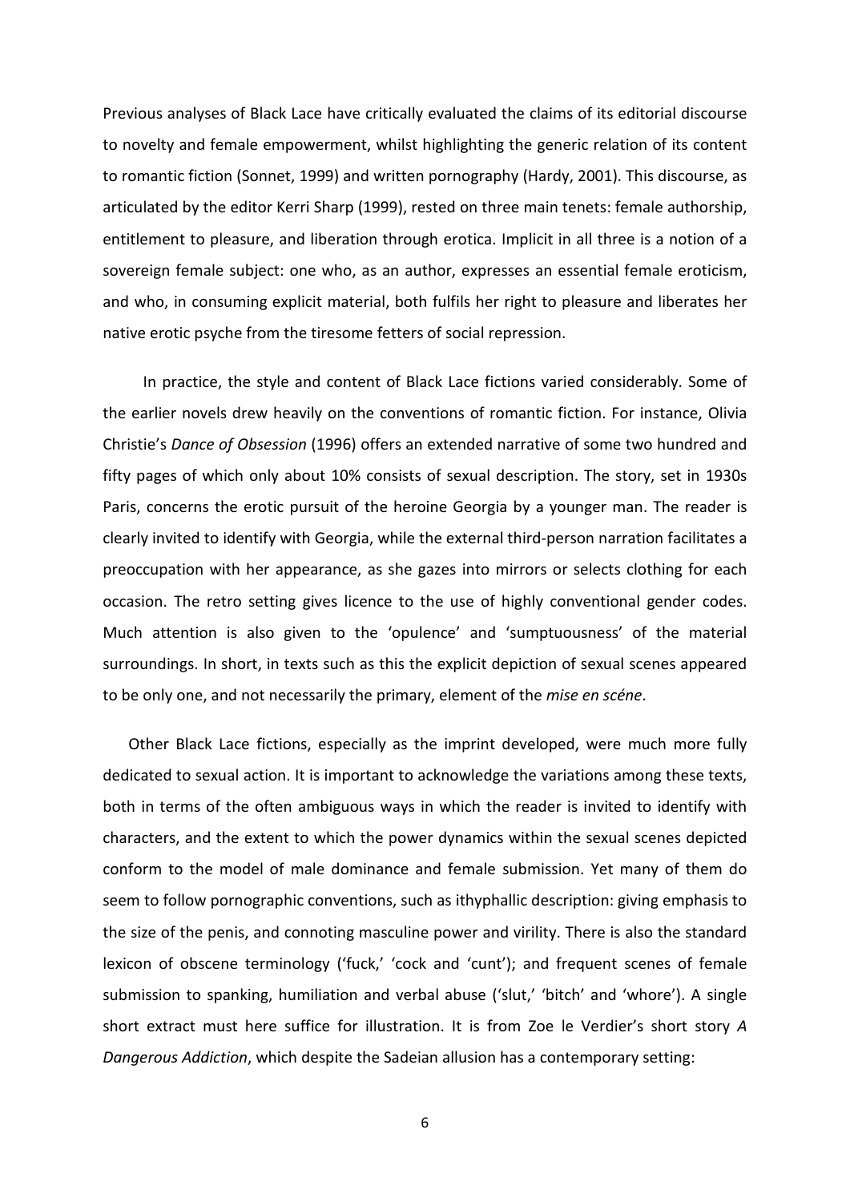Previous analyses of Black Lace have critically evaluated the claims of its editorial discourse to novelty and female empowerment, whilst highlighting the generic relation of its content to romantic fiction (Sonnet, 1999) and written pornography (Hardy, 2001). This discourse, as articulated by the editor Kerri Sharp (1999), rested on three main tenets: female authorship, entitlement to pleasure, and liberation through erotica. Implicit in all three is a notion of a sovereign female subject: one who, as an author, expresses an essential female eroticism, and who, in consuming explicit material, both fulfils her right to pleasure and liberates her native erotic psyche from the tiresome fetters of social repression.

In practice, the style and content of Black Lace fictions varied considerably. Some of the earlier novels drew heavily on the conventions of romantic fiction. For instance, Olivia Christie's *Dance of Obsession* (1996) offers an extended narrative of some two hundred and fifty pages of which only about 10% consists of sexual description. The story, set in 1930s Paris, concerns the erotic pursuit of the heroine Georgia by a younger man. The reader is clearly invited to identify with Georgia, while the external third-person narration facilitates a preoccupation with her appearance, as she gazes into mirrors or selects clothing for each occasion. The retro setting gives licence to the use of highly conventional gender codes. Much attention is also given to the 'opulence' and 'sumptuousness' of the material surroundings. In short, in texts such as this the explicit depiction of sexual scenes appeared to be only one, and not necessarily the primary, element of the *mise en scéne*.

Other Black Lace fictions, especially as the imprint developed, were much more fully dedicated to sexual action. It is important to acknowledge the variations among these texts, both in terms of the often ambiguous ways in which the reader is invited to identify with characters, and the extent to which the power dynamics within the sexual scenes depicted conform to the model of male dominance and female submission. Yet many of them do seem to follow pornographic conventions, such as ithyphallic description: giving emphasis to the size of the penis, and connoting masculine power and virility. There is also the standard lexicon of obscene terminology ('fuck,' 'cock and 'cunt'); and frequent scenes of female submission to spanking, humiliation and verbal abuse ('slut,' 'bitch' and 'whore'). A single short extract must here suffice for illustration. It is from Zoe le Verdier's short story *A Dangerous Addiction*, which despite the Sadeian allusion has a contemporary setting: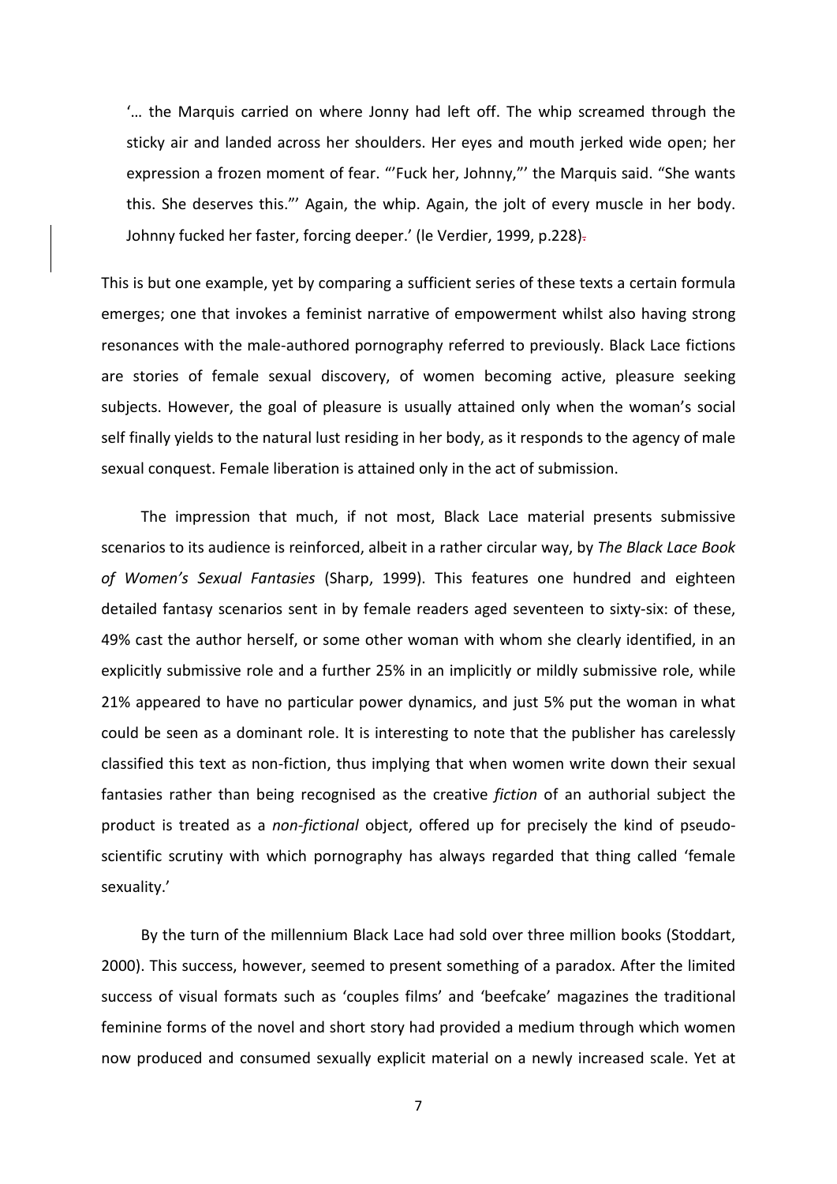> '… the Marquis carried on where Jonny had left off. The whip screamed through the sticky air and landed across her shoulders. Her eyes and mouth jerked wide open; her expression a frozen moment of fear. "'Fuck her, Johnny,"' the Marquis said. "She wants this. She deserves this."' Again, the whip. Again, the jolt of every muscle in her body. Johnny fucked her faster, forcing deeper.' (le Verdier, 1999, p.228).

This is but one example, yet by comparing a sufficient series of these texts a certain formula emerges; one that invokes a feminist narrative of empowerment whilst also having strong resonances with the male-authored pornography referred to previously. Black Lace fictions are stories of female sexual discovery, of women becoming active, pleasure seeking subjects. However, the goal of pleasure is usually attained only when the woman's social self finally yields to the natural lust residing in her body, as it responds to the agency of male sexual conquest. Female liberation is attained only in the act of submission.

The impression that much, if not most, Black Lace material presents submissive scenarios to its audience is reinforced, albeit in a rather circular way, by *The Black Lace Book of Women's Sexual Fantasies* (Sharp, 1999). This features one hundred and eighteen detailed fantasy scenarios sent in by female readers aged seventeen to sixty-six: of these, 49% cast the author herself, or some other woman with whom she clearly identified, in an explicitly submissive role and a further 25% in an implicitly or mildly submissive role, while 21% appeared to have no particular power dynamics, and just 5% put the woman in what could be seen as a dominant role. It is interesting to note that the publisher has carelessly classified this text as non-fiction, thus implying that when women write down their sexual fantasies rather than being recognised as the creative *fiction* of an authorial subject the product is treated as a *non-fictional* object, offered up for precisely the kind of pseudo-scientific scrutiny with which pornography has always regarded that thing called 'female sexuality.'

By the turn of the millennium Black Lace had sold over three million books (Stoddart, 2000). This success, however, seemed to present something of a paradox. After the limited success of visual formats such as 'couples films' and 'beefcake' magazines the traditional feminine forms of the novel and short story had provided a medium through which women now produced and consumed sexually explicit material on a newly increased scale. Yet at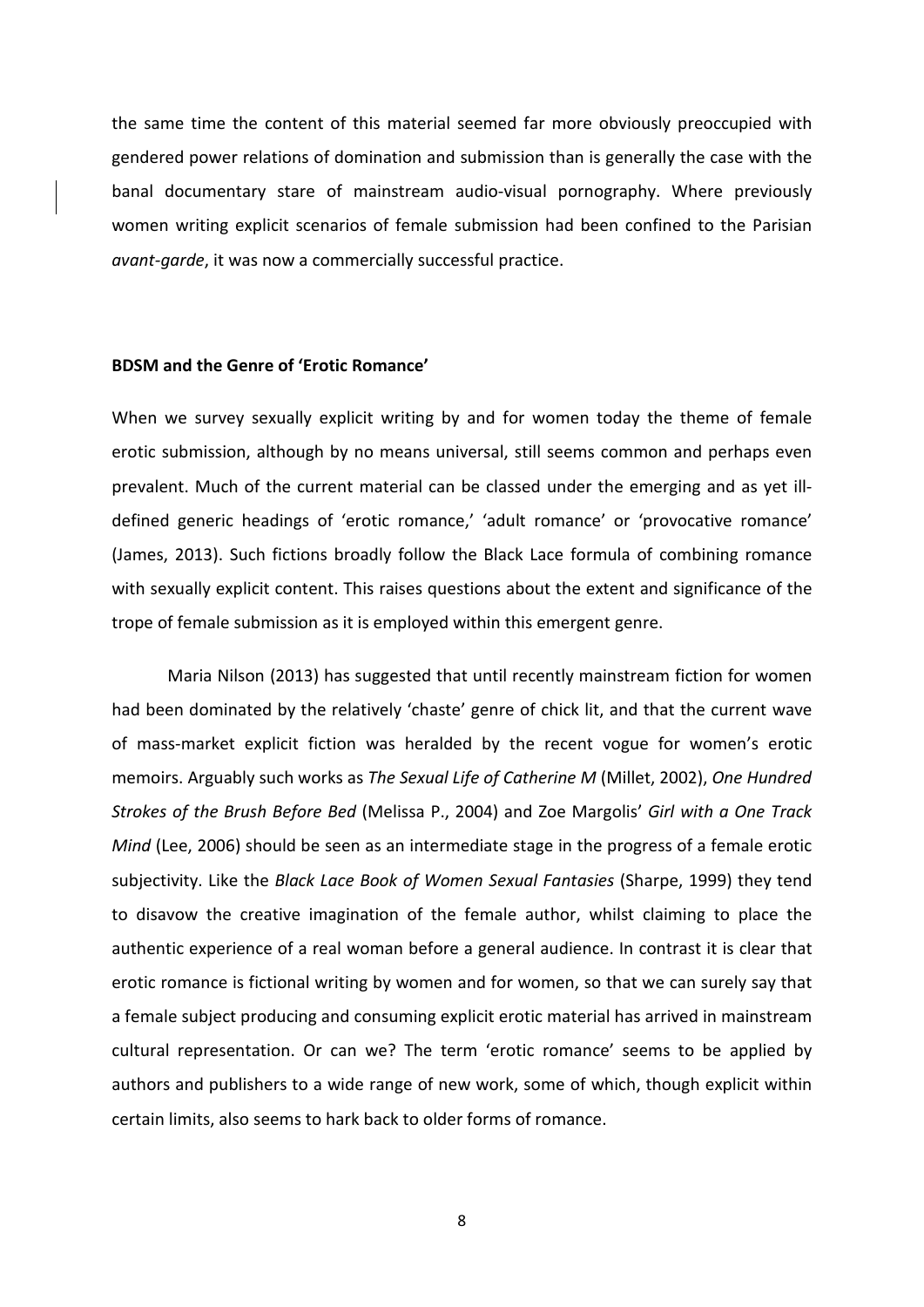the same time the content of this material seemed far more obviously preoccupied with gendered power relations of domination and submission than is generally the case with the banal documentary stare of mainstream audio-visual pornography. Where previously women writing explicit scenarios of female submission had been confined to the Parisian *avant-garde*, it was now a commercially successful practice.

**BDSM and the Genre of 'Erotic Romance'**

When we survey sexually explicit writing by and for women today the theme of female erotic submission, although by no means universal, still seems common and perhaps even prevalent. Much of the current material can be classed under the emerging and as yet ill-defined generic headings of 'erotic romance,' 'adult romance' or 'provocative romance' (James, 2013). Such fictions broadly follow the Black Lace formula of combining romance with sexually explicit content. This raises questions about the extent and significance of the trope of female submission as it is employed within this emergent genre.

Maria Nilson (2013) has suggested that until recently mainstream fiction for women had been dominated by the relatively 'chaste' genre of chick lit, and that the current wave of mass-market explicit fiction was heralded by the recent vogue for women's erotic memoirs. Arguably such works as *The Sexual Life of Catherine M* (Millet, 2002), *One Hundred Strokes of the Brush Before Bed* (Melissa P., 2004) and Zoe Margolis' *Girl with a One Track Mind* (Lee, 2006) should be seen as an intermediate stage in the progress of a female erotic subjectivity. Like the *Black Lace Book of Women Sexual Fantasies* (Sharpe, 1999) they tend to disavow the creative imagination of the female author, whilst claiming to place the authentic experience of a real woman before a general audience. In contrast it is clear that erotic romance is fictional writing by women and for women, so that we can surely say that a female subject producing and consuming explicit erotic material has arrived in mainstream cultural representation. Or can we? The term 'erotic romance' seems to be applied by authors and publishers to a wide range of new work, some of which, though explicit within certain limits, also seems to hark back to older forms of romance.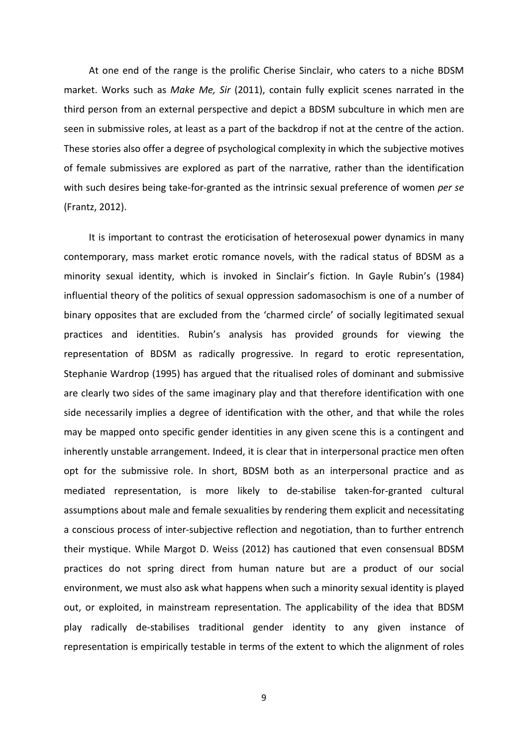At one end of the range is the prolific Cherise Sinclair, who caters to a niche BDSM market. Works such as *Make Me, Sir* (2011), contain fully explicit scenes narrated in the third person from an external perspective and depict a BDSM subculture in which men are seen in submissive roles, at least as a part of the backdrop if not at the centre of the action. These stories also offer a degree of psychological complexity in which the subjective motives of female submissives are explored as part of the narrative, rather than the identification with such desires being take-for-granted as the intrinsic sexual preference of women *per se* (Frantz, 2012).

It is important to contrast the eroticisation of heterosexual power dynamics in many contemporary, mass market erotic romance novels, with the radical status of BDSM as a minority sexual identity, which is invoked in Sinclair's fiction. In Gayle Rubin's (1984) influential theory of the politics of sexual oppression sadomasochism is one of a number of binary opposites that are excluded from the 'charmed circle' of socially legitimated sexual practices and identities. Rubin's analysis has provided grounds for viewing the representation of BDSM as radically progressive. In regard to erotic representation, Stephanie Wardrop (1995) has argued that the ritualised roles of dominant and submissive are clearly two sides of the same imaginary play and that therefore identification with one side necessarily implies a degree of identification with the other, and that while the roles may be mapped onto specific gender identities in any given scene this is a contingent and inherently unstable arrangement. Indeed, it is clear that in interpersonal practice men often opt for the submissive role. In short, BDSM both as an interpersonal practice and as mediated representation, is more likely to de-stabilise taken-for-granted cultural assumptions about male and female sexualities by rendering them explicit and necessitating a conscious process of inter-subjective reflection and negotiation, than to further entrench their mystique. While Margot D. Weiss (2012) has cautioned that even consensual BDSM practices do not spring direct from human nature but are a product of our social environment, we must also ask what happens when such a minority sexual identity is played out, or exploited, in mainstream representation. The applicability of the idea that BDSM play radically de-stabilises traditional gender identity to any given instance of representation is empirically testable in terms of the extent to which the alignment of roles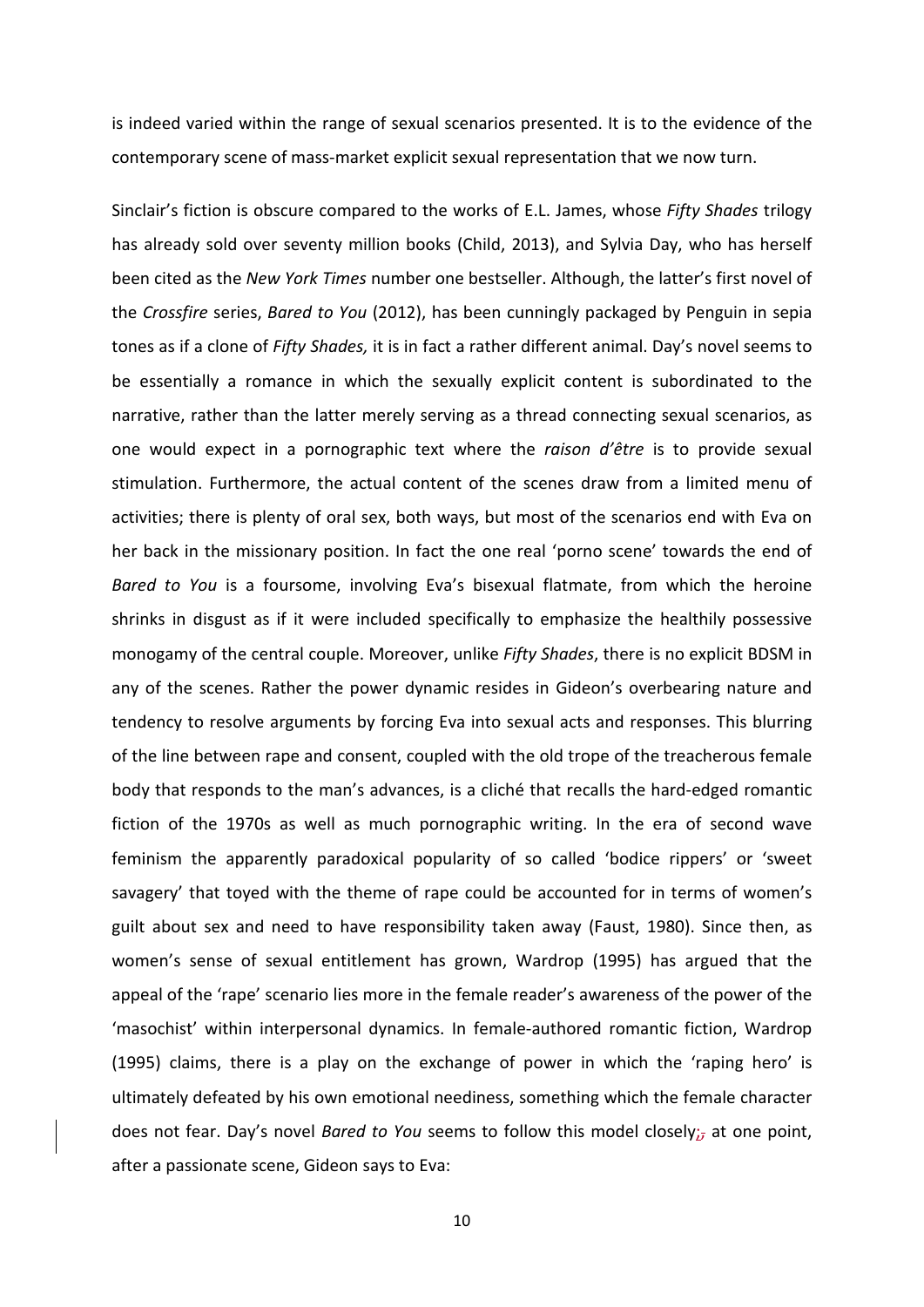is indeed varied within the range of sexual scenarios presented. It is to the evidence of the contemporary scene of mass-market explicit sexual representation that we now turn.

Sinclair's fiction is obscure compared to the works of E.L. James, whose *Fifty Shades* trilogy has already sold over seventy million books (Child, 2013), and Sylvia Day, who has herself been cited as the *New York Times* number one bestseller. Although, the latter's first novel of the *Crossfire* series, *Bared to You* (2012), has been cunningly packaged by Penguin in sepia tones as if a clone of *Fifty Shades,* it is in fact a rather different animal. Day's novel seems to be essentially a romance in which the sexually explicit content is subordinated to the narrative, rather than the latter merely serving as a thread connecting sexual scenarios, as one would expect in a pornographic text where the *raison d'être* is to provide sexual stimulation. Furthermore, the actual content of the scenes draw from a limited menu of activities; there is plenty of oral sex, both ways, but most of the scenarios end with Eva on her back in the missionary position. In fact the one real 'porno scene' towards the end of *Bared to You* is a foursome, involving Eva's bisexual flatmate, from which the heroine shrinks in disgust as if it were included specifically to emphasize the healthily possessive monogamy of the central couple. Moreover, unlike *Fifty Shades*, there is no explicit BDSM in any of the scenes. Rather the power dynamic resides in Gideon's overbearing nature and tendency to resolve arguments by forcing Eva into sexual acts and responses. This blurring of the line between rape and consent, coupled with the old trope of the treacherous female body that responds to the man's advances, is a cliché that recalls the hard-edged romantic fiction of the 1970s as well as much pornographic writing. In the era of second wave feminism the apparently paradoxical popularity of so called 'bodice rippers' or 'sweet savagery' that toyed with the theme of rape could be accounted for in terms of women's guilt about sex and need to have responsibility taken away (Faust, 1980). Since then, as women's sense of sexual entitlement has grown, Wardrop (1995) has argued that the appeal of the 'rape' scenario lies more in the female reader's awareness of the power of the 'masochist' within interpersonal dynamics. In female-authored romantic fiction, Wardrop (1995) claims, there is a play on the exchange of power in which the 'raping hero' is ultimately defeated by his own emotional neediness, something which the female character does not fear. Day's novel *Bared to You* seems to follow this model closely; at one point, after a passionate scene, Gideon says to Eva: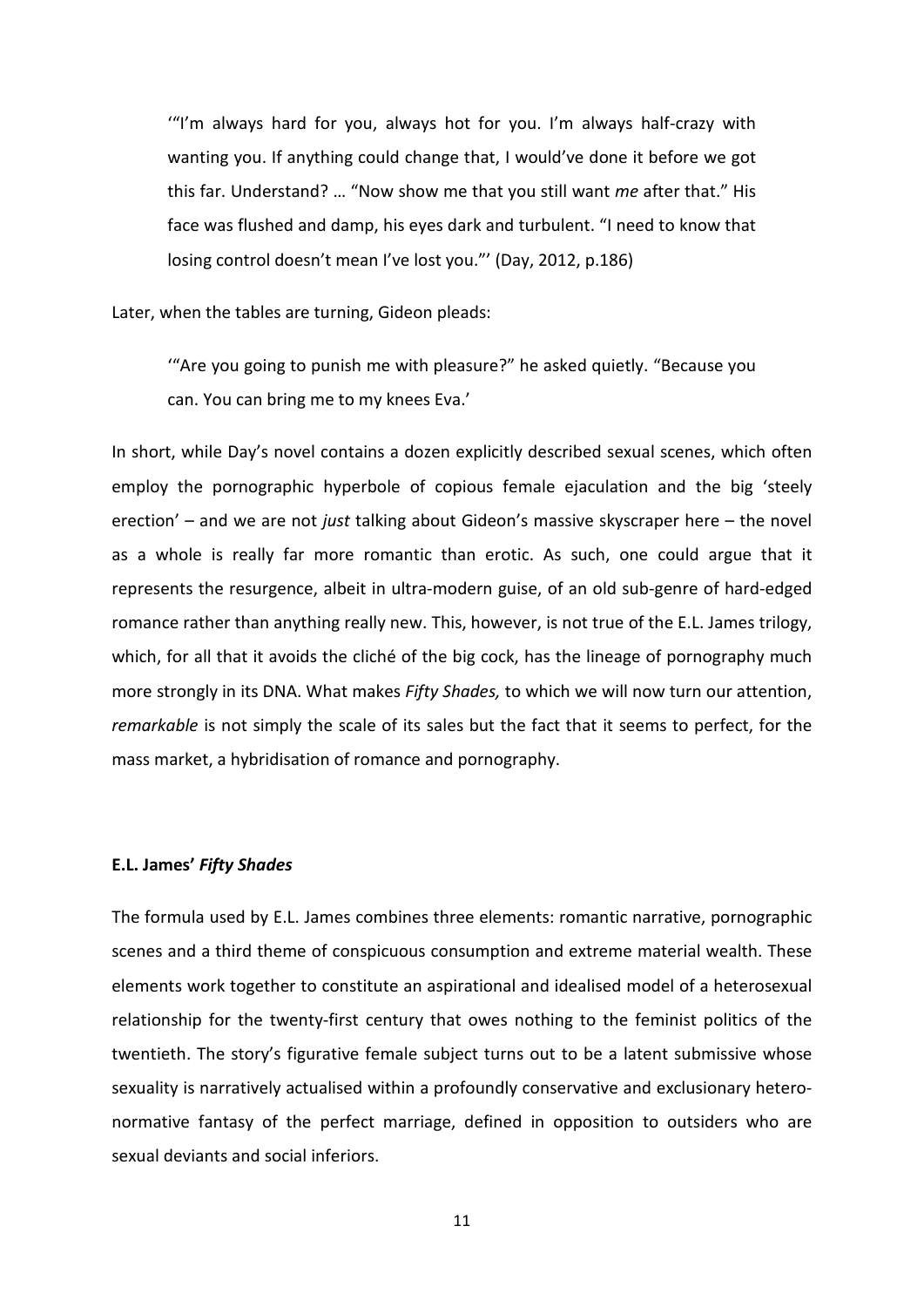'"I'm always hard for you, always hot for you. I'm always half-crazy with wanting you. If anything could change that, I would've done it before we got this far. Understand? … "Now show me that you still want *me* after that." His face was flushed and damp, his eyes dark and turbulent. "I need to know that losing control doesn't mean I've lost you."' (Day, 2012, p.186)

Later, when the tables are turning, Gideon pleads:

'"Are you going to punish me with pleasure?" he asked quietly. "Because you can. You can bring me to my knees Eva.'

In short, while Day's novel contains a dozen explicitly described sexual scenes, which often employ the pornographic hyperbole of copious female ejaculation and the big 'steely erection' – and we are not *just* talking about Gideon's massive skyscraper here – the novel as a whole is really far more romantic than erotic. As such, one could argue that it represents the resurgence, albeit in ultra-modern guise, of an old sub-genre of hard-edged romance rather than anything really new. This, however, is not true of the E.L. James trilogy, which, for all that it avoids the cliché of the big cock, has the lineage of pornography much more strongly in its DNA. What makes *Fifty Shades,* to which we will now turn our attention, *remarkable* is not simply the scale of its sales but the fact that it seems to perfect, for the mass market, a hybridisation of romance and pornography.

### E.L. James' *Fifty Shades*

The formula used by E.L. James combines three elements: romantic narrative, pornographic scenes and a third theme of conspicuous consumption and extreme material wealth. These elements work together to constitute an aspirational and idealised model of a heterosexual relationship for the twenty-first century that owes nothing to the feminist politics of the twentieth. The story's figurative female subject turns out to be a latent submissive whose sexuality is narratively actualised within a profoundly conservative and exclusionary hetero-normative fantasy of the perfect marriage, defined in opposition to outsiders who are sexual deviants and social inferiors.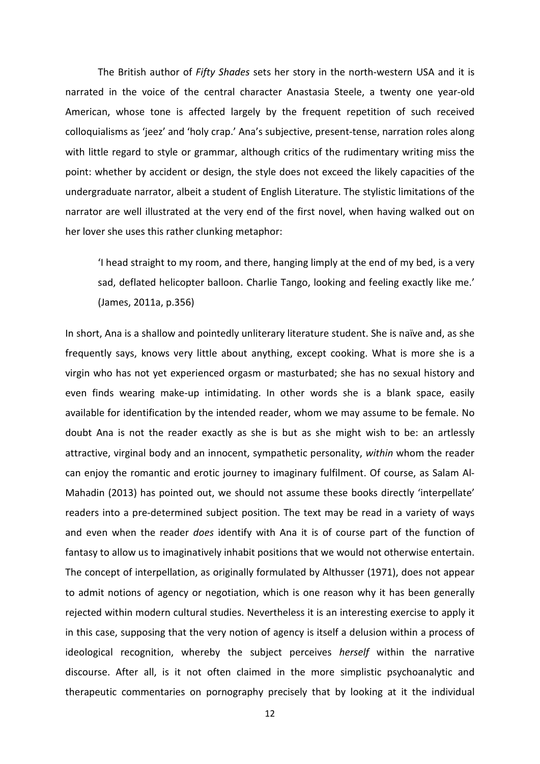The British author of *Fifty Shades* sets her story in the north-western USA and it is narrated in the voice of the central character Anastasia Steele, a twenty one year-old American, whose tone is affected largely by the frequent repetition of such received colloquialisms as 'jeez' and 'holy crap.' Ana's subjective, present-tense, narration roles along with little regard to style or grammar, although critics of the rudimentary writing miss the point: whether by accident or design, the style does not exceed the likely capacities of the undergraduate narrator, albeit a student of English Literature. The stylistic limitations of the narrator are well illustrated at the very end of the first novel, when having walked out on her lover she uses this rather clunking metaphor:

> 'I head straight to my room, and there, hanging limply at the end of my bed, is a very sad, deflated helicopter balloon. Charlie Tango, looking and feeling exactly like me.' (James, 2011a, p.356)

In short, Ana is a shallow and pointedly unliterary literature student. She is naïve and, as she frequently says, knows very little about anything, except cooking. What is more she is a virgin who has not yet experienced orgasm or masturbated; she has no sexual history and even finds wearing make-up intimidating. In other words she is a blank space, easily available for identification by the intended reader, whom we may assume to be female. No doubt Ana is not the reader exactly as she is but as she might wish to be: an artlessly attractive, virginal body and an innocent, sympathetic personality, *within* whom the reader can enjoy the romantic and erotic journey to imaginary fulfilment. Of course, as Salam Al-Mahadin (2013) has pointed out, we should not assume these books directly 'interpellate' readers into a pre-determined subject position. The text may be read in a variety of ways and even when the reader *does* identify with Ana it is of course part of the function of fantasy to allow us to imaginatively inhabit positions that we would not otherwise entertain. The concept of interpellation, as originally formulated by Althusser (1971), does not appear to admit notions of agency or negotiation, which is one reason why it has been generally rejected within modern cultural studies. Nevertheless it is an interesting exercise to apply it in this case, supposing that the very notion of agency is itself a delusion within a process of ideological recognition, whereby the subject perceives *herself* within the narrative discourse. After all, is it not often claimed in the more simplistic psychoanalytic and therapeutic commentaries on pornography precisely that by looking at it the individual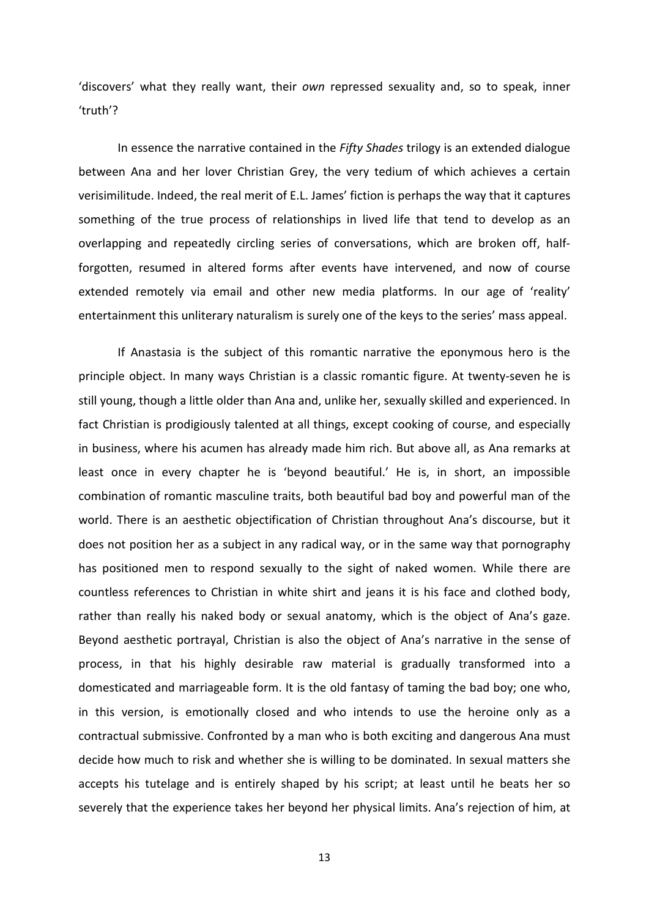'discovers' what they really want, their *own* repressed sexuality and, so to speak, inner 'truth'?

In essence the narrative contained in the *Fifty Shades* trilogy is an extended dialogue between Ana and her lover Christian Grey, the very tedium of which achieves a certain verisimilitude. Indeed, the real merit of E.L. James' fiction is perhaps the way that it captures something of the true process of relationships in lived life that tend to develop as an overlapping and repeatedly circling series of conversations, which are broken off, half-forgotten, resumed in altered forms after events have intervened, and now of course extended remotely via email and other new media platforms. In our age of 'reality' entertainment this unliterary naturalism is surely one of the keys to the series' mass appeal.

If Anastasia is the subject of this romantic narrative the eponymous hero is the principle object. In many ways Christian is a classic romantic figure. At twenty-seven he is still young, though a little older than Ana and, unlike her, sexually skilled and experienced. In fact Christian is prodigiously talented at all things, except cooking of course, and especially in business, where his acumen has already made him rich. But above all, as Ana remarks at least once in every chapter he is 'beyond beautiful.' He is, in short, an impossible combination of romantic masculine traits, both beautiful bad boy and powerful man of the world. There is an aesthetic objectification of Christian throughout Ana's discourse, but it does not position her as a subject in any radical way, or in the same way that pornography has positioned men to respond sexually to the sight of naked women. While there are countless references to Christian in white shirt and jeans it is his face and clothed body, rather than really his naked body or sexual anatomy, which is the object of Ana's gaze. Beyond aesthetic portrayal, Christian is also the object of Ana's narrative in the sense of process, in that his highly desirable raw material is gradually transformed into a domesticated and marriageable form. It is the old fantasy of taming the bad boy; one who, in this version, is emotionally closed and who intends to use the heroine only as a contractual submissive. Confronted by a man who is both exciting and dangerous Ana must decide how much to risk and whether she is willing to be dominated. In sexual matters she accepts his tutelage and is entirely shaped by his script; at least until he beats her so severely that the experience takes her beyond her physical limits. Ana's rejection of him, at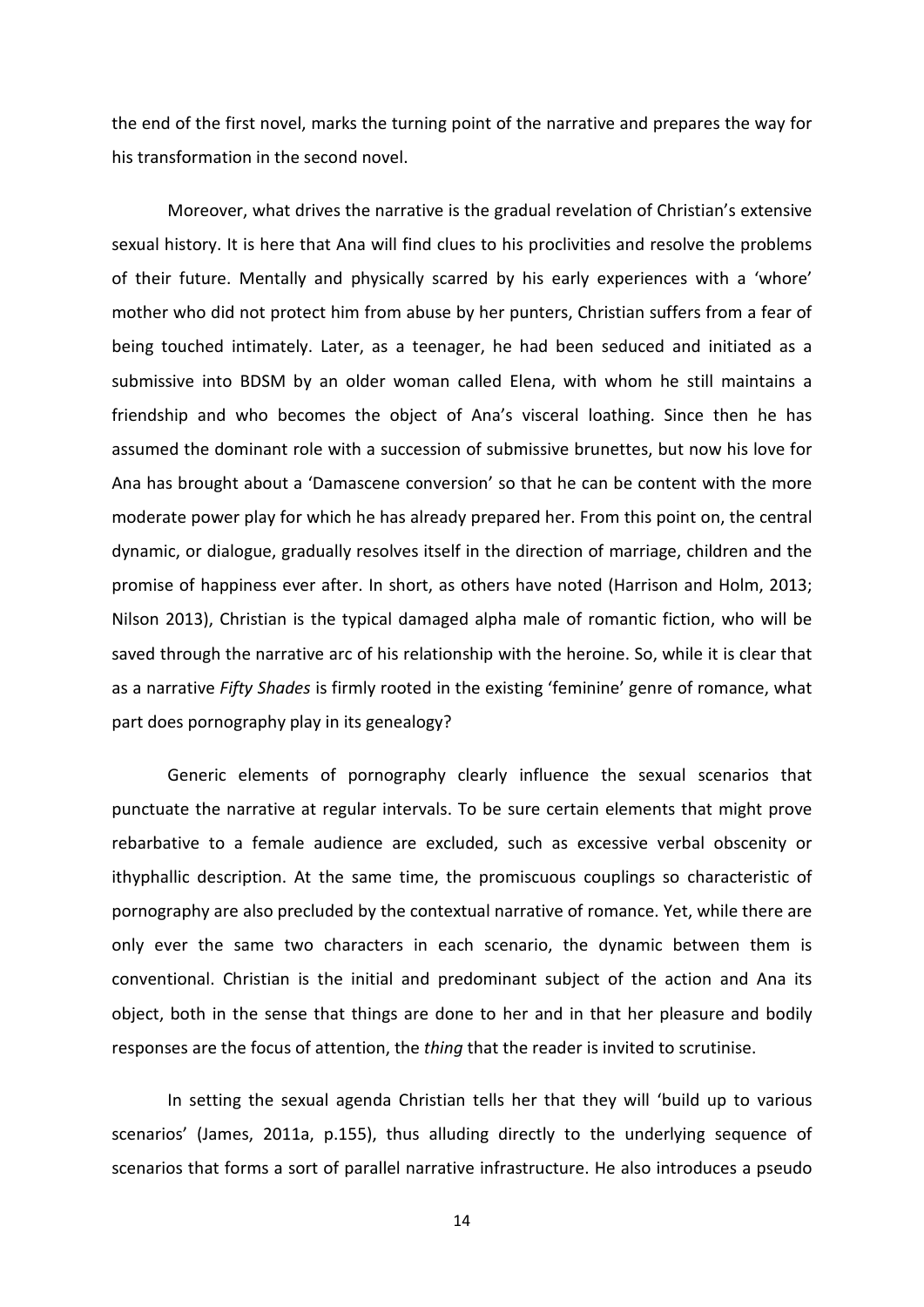the end of the first novel, marks the turning point of the narrative and prepares the way for his transformation in the second novel.

Moreover, what drives the narrative is the gradual revelation of Christian's extensive sexual history. It is here that Ana will find clues to his proclivities and resolve the problems of their future. Mentally and physically scarred by his early experiences with a 'whore' mother who did not protect him from abuse by her punters, Christian suffers from a fear of being touched intimately. Later, as a teenager, he had been seduced and initiated as a submissive into BDSM by an older woman called Elena, with whom he still maintains a friendship and who becomes the object of Ana's visceral loathing. Since then he has assumed the dominant role with a succession of submissive brunettes, but now his love for Ana has brought about a 'Damascene conversion' so that he can be content with the more moderate power play for which he has already prepared her. From this point on, the central dynamic, or dialogue, gradually resolves itself in the direction of marriage, children and the promise of happiness ever after. In short, as others have noted (Harrison and Holm, 2013; Nilson 2013), Christian is the typical damaged alpha male of romantic fiction, who will be saved through the narrative arc of his relationship with the heroine. So, while it is clear that as a narrative *Fifty Shades* is firmly rooted in the existing 'feminine' genre of romance, what part does pornography play in its genealogy?

Generic elements of pornography clearly influence the sexual scenarios that punctuate the narrative at regular intervals. To be sure certain elements that might prove rebarbative to a female audience are excluded, such as excessive verbal obscenity or ithyphallic description. At the same time, the promiscuous couplings so characteristic of pornography are also precluded by the contextual narrative of romance. Yet, while there are only ever the same two characters in each scenario, the dynamic between them is conventional. Christian is the initial and predominant subject of the action and Ana its object, both in the sense that things are done to her and in that her pleasure and bodily responses are the focus of attention, the *thing* that the reader is invited to scrutinise.

In setting the sexual agenda Christian tells her that they will 'build up to various scenarios' (James, 2011a, p.155), thus alluding directly to the underlying sequence of scenarios that forms a sort of parallel narrative infrastructure. He also introduces a pseudo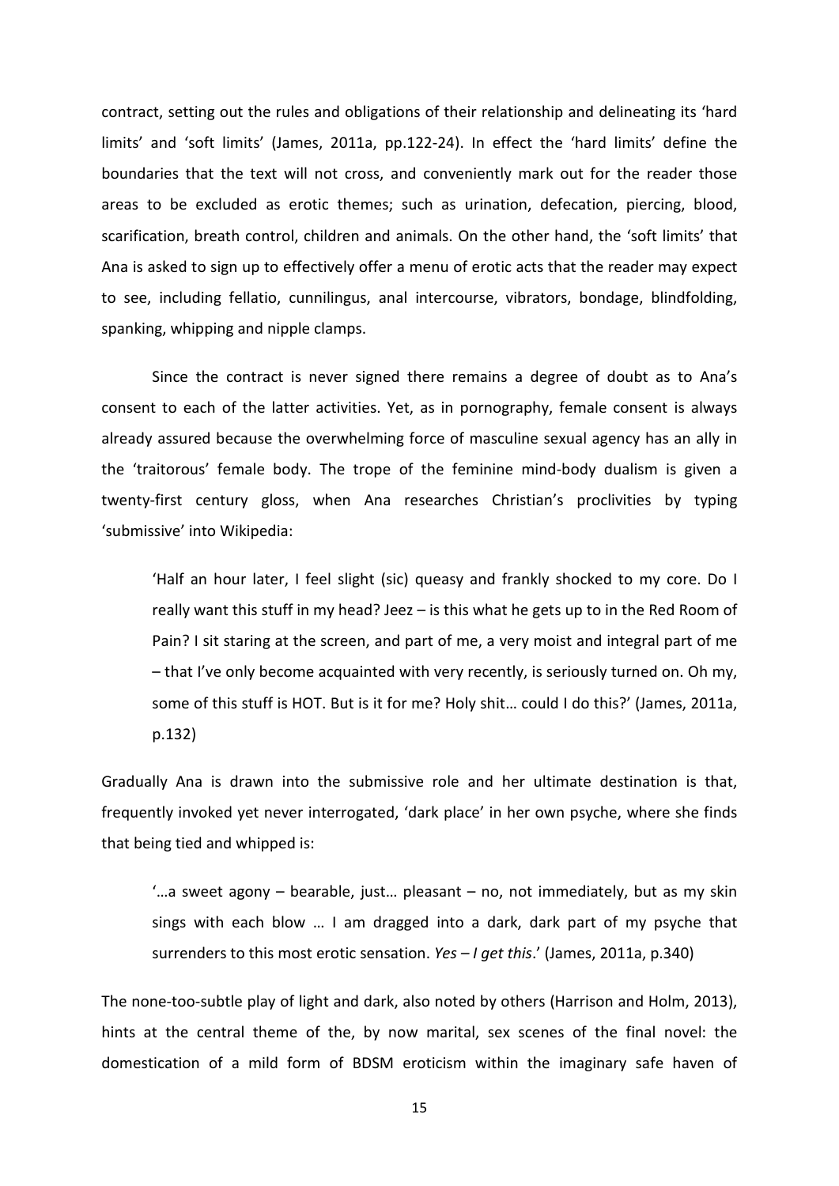contract, setting out the rules and obligations of their relationship and delineating its 'hard limits' and 'soft limits' (James, 2011a, pp.122-24). In effect the 'hard limits' define the boundaries that the text will not cross, and conveniently mark out for the reader those areas to be excluded as erotic themes; such as urination, defecation, piercing, blood, scarification, breath control, children and animals. On the other hand, the 'soft limits' that Ana is asked to sign up to effectively offer a menu of erotic acts that the reader may expect to see, including fellatio, cunnilingus, anal intercourse, vibrators, bondage, blindfolding, spanking, whipping and nipple clamps.

Since the contract is never signed there remains a degree of doubt as to Ana's consent to each of the latter activities. Yet, as in pornography, female consent is always already assured because the overwhelming force of masculine sexual agency has an ally in the 'traitorous' female body. The trope of the feminine mind-body dualism is given a twenty-first century gloss, when Ana researches Christian's proclivities by typing 'submissive' into Wikipedia:

> 'Half an hour later, I feel slight (sic) queasy and frankly shocked to my core. Do I really want this stuff in my head? Jeez – is this what he gets up to in the Red Room of Pain? I sit staring at the screen, and part of me, a very moist and integral part of me – that I've only become acquainted with very recently, is seriously turned on. Oh my, some of this stuff is HOT. But is it for me? Holy shit… could I do this?' (James, 2011a, p.132)

Gradually Ana is drawn into the submissive role and her ultimate destination is that, frequently invoked yet never interrogated, 'dark place' in her own psyche, where she finds that being tied and whipped is:

> '…a sweet agony – bearable, just… pleasant – no, not immediately, but as my skin sings with each blow … I am dragged into a dark, dark part of my psyche that surrenders to this most erotic sensation. *Yes – I get this*.' (James, 2011a, p.340)

The none-too-subtle play of light and dark, also noted by others (Harrison and Holm, 2013), hints at the central theme of the, by now marital, sex scenes of the final novel: the domestication of a mild form of BDSM eroticism within the imaginary safe haven of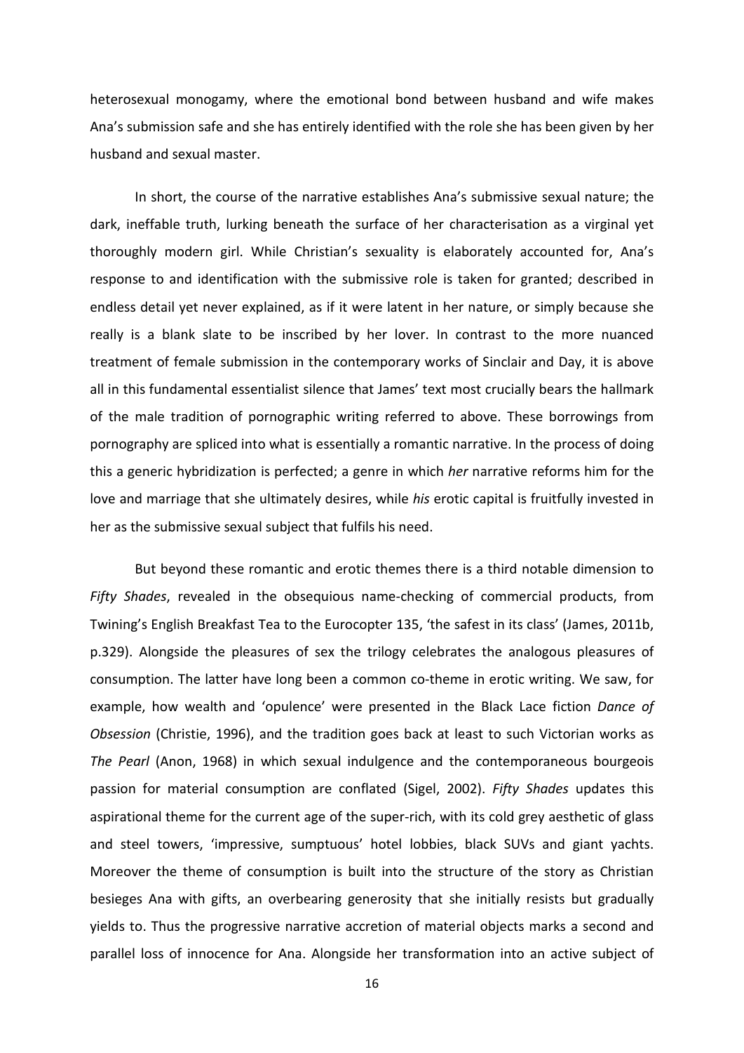heterosexual monogamy, where the emotional bond between husband and wife makes Ana's submission safe and she has entirely identified with the role she has been given by her husband and sexual master.

In short, the course of the narrative establishes Ana's submissive sexual nature; the dark, ineffable truth, lurking beneath the surface of her characterisation as a virginal yet thoroughly modern girl. While Christian's sexuality is elaborately accounted for, Ana's response to and identification with the submissive role is taken for granted; described in endless detail yet never explained, as if it were latent in her nature, or simply because she really is a blank slate to be inscribed by her lover. In contrast to the more nuanced treatment of female submission in the contemporary works of Sinclair and Day, it is above all in this fundamental essentialist silence that James' text most crucially bears the hallmark of the male tradition of pornographic writing referred to above. These borrowings from pornography are spliced into what is essentially a romantic narrative. In the process of doing this a generic hybridization is perfected; a genre in which *her* narrative reforms him for the love and marriage that she ultimately desires, while *his* erotic capital is fruitfully invested in her as the submissive sexual subject that fulfils his need.

But beyond these romantic and erotic themes there is a third notable dimension to *Fifty Shades*, revealed in the obsequious name-checking of commercial products, from Twining's English Breakfast Tea to the Eurocopter 135, 'the safest in its class' (James, 2011b, p.329). Alongside the pleasures of sex the trilogy celebrates the analogous pleasures of consumption. The latter have long been a common co-theme in erotic writing. We saw, for example, how wealth and 'opulence' were presented in the Black Lace fiction *Dance of Obsession* (Christie, 1996), and the tradition goes back at least to such Victorian works as *The Pearl* (Anon, 1968) in which sexual indulgence and the contemporaneous bourgeois passion for material consumption are conflated (Sigel, 2002). *Fifty Shades* updates this aspirational theme for the current age of the super-rich, with its cold grey aesthetic of glass and steel towers, 'impressive, sumptuous' hotel lobbies, black SUVs and giant yachts. Moreover the theme of consumption is built into the structure of the story as Christian besieges Ana with gifts, an overbearing generosity that she initially resists but gradually yields to. Thus the progressive narrative accretion of material objects marks a second and parallel loss of innocence for Ana. Alongside her transformation into an active subject of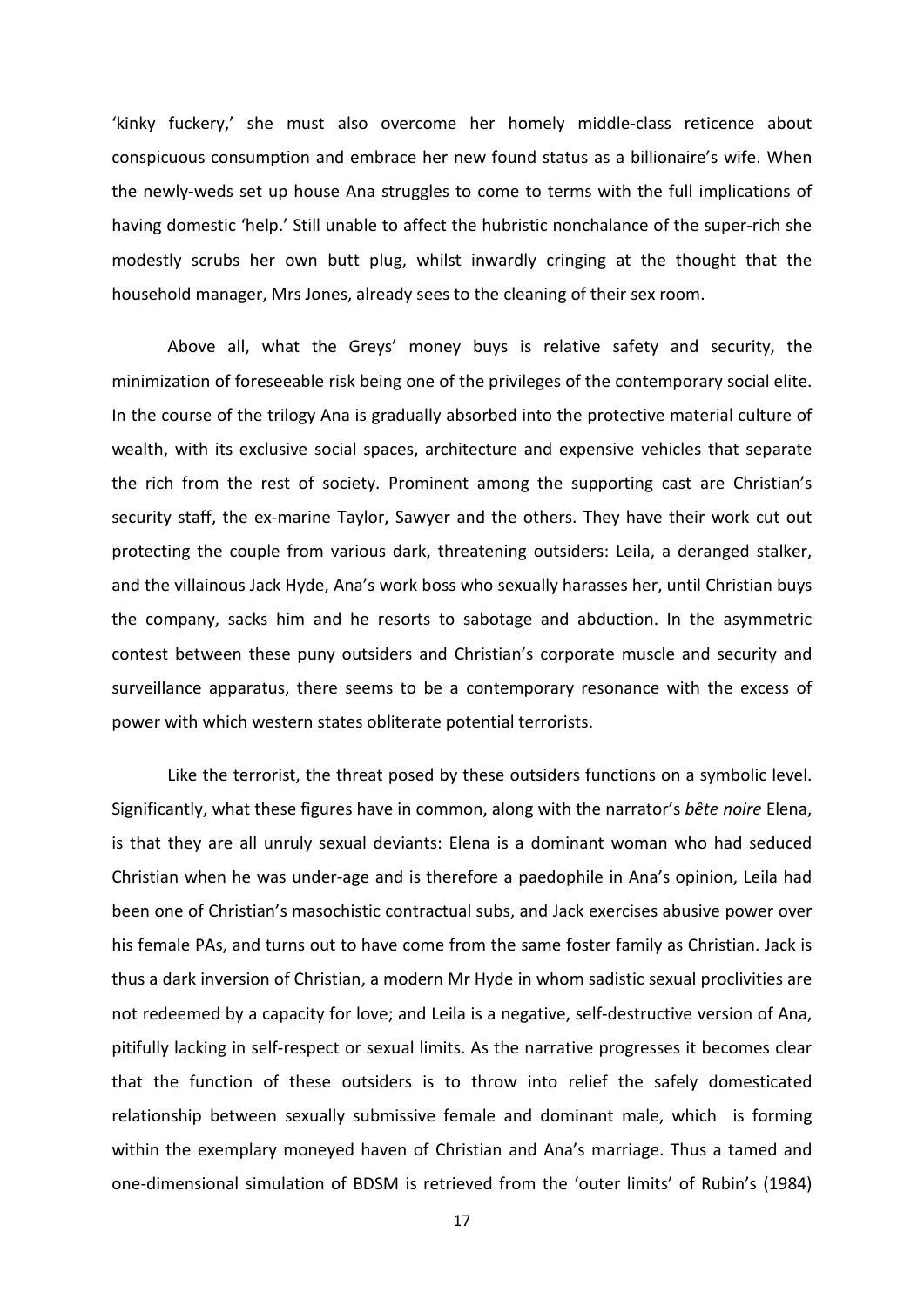'kinky fuckery,' she must also overcome her homely middle-class reticence about conspicuous consumption and embrace her new found status as a billionaire's wife. When the newly-weds set up house Ana struggles to come to terms with the full implications of having domestic 'help.' Still unable to affect the hubristic nonchalance of the super-rich she modestly scrubs her own butt plug, whilst inwardly cringing at the thought that the household manager, Mrs Jones, already sees to the cleaning of their sex room.

Above all, what the Greys' money buys is relative safety and security, the minimization of foreseeable risk being one of the privileges of the contemporary social elite. In the course of the trilogy Ana is gradually absorbed into the protective material culture of wealth, with its exclusive social spaces, architecture and expensive vehicles that separate the rich from the rest of society. Prominent among the supporting cast are Christian's security staff, the ex-marine Taylor, Sawyer and the others. They have their work cut out protecting the couple from various dark, threatening outsiders: Leila, a deranged stalker, and the villainous Jack Hyde, Ana's work boss who sexually harasses her, until Christian buys the company, sacks him and he resorts to sabotage and abduction. In the asymmetric contest between these puny outsiders and Christian's corporate muscle and security and surveillance apparatus, there seems to be a contemporary resonance with the excess of power with which western states obliterate potential terrorists.

Like the terrorist, the threat posed by these outsiders functions on a symbolic level. Significantly, what these figures have in common, along with the narrator's *bête noire* Elena, is that they are all unruly sexual deviants: Elena is a dominant woman who had seduced Christian when he was under-age and is therefore a paedophile in Ana's opinion, Leila had been one of Christian's masochistic contractual subs, and Jack exercises abusive power over his female PAs, and turns out to have come from the same foster family as Christian. Jack is thus a dark inversion of Christian, a modern Mr Hyde in whom sadistic sexual proclivities are not redeemed by a capacity for love; and Leila is a negative, self-destructive version of Ana, pitifully lacking in self-respect or sexual limits. As the narrative progresses it becomes clear that the function of these outsiders is to throw into relief the safely domesticated relationship between sexually submissive female and dominant male, which is forming within the exemplary moneyed haven of Christian and Ana's marriage. Thus a tamed and one-dimensional simulation of BDSM is retrieved from the 'outer limits' of Rubin's (1984)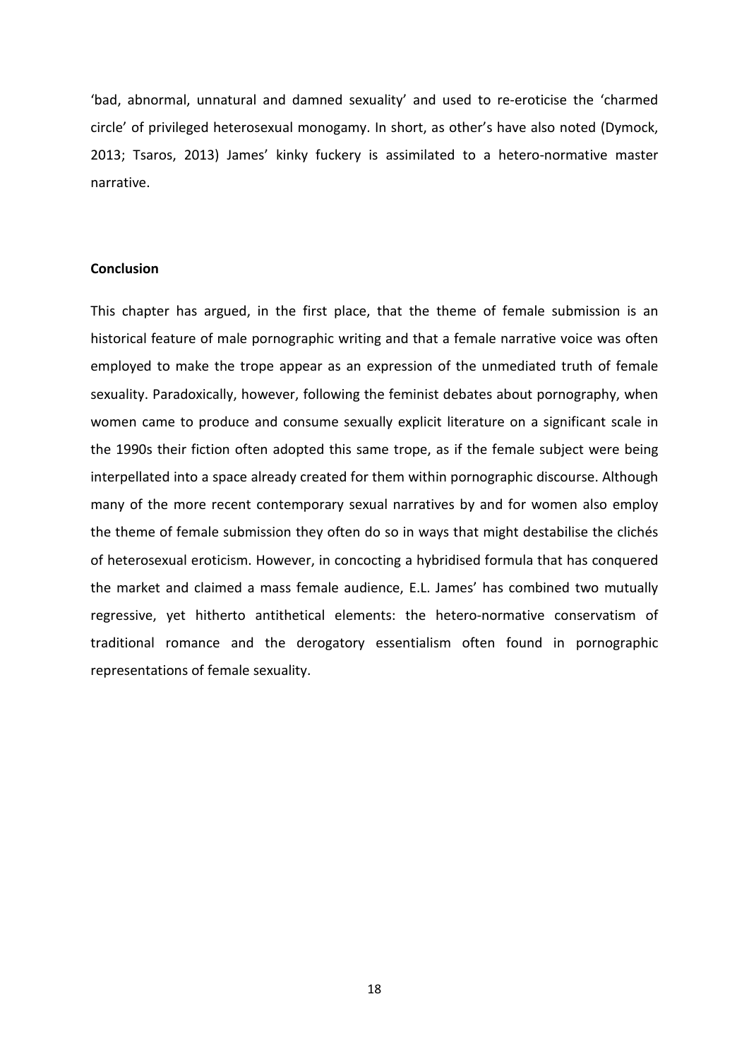'bad, abnormal, unnatural and damned sexuality' and used to re-eroticise the 'charmed circle' of privileged heterosexual monogamy. In short, as other's have also noted (Dymock, 2013; Tsaros, 2013) James' kinky fuckery is assimilated to a hetero-normative master narrative.

## Conclusion

This chapter has argued, in the first place, that the theme of female submission is an historical feature of male pornographic writing and that a female narrative voice was often employed to make the trope appear as an expression of the unmediated truth of female sexuality. Paradoxically, however, following the feminist debates about pornography, when women came to produce and consume sexually explicit literature on a significant scale in the 1990s their fiction often adopted this same trope, as if the female subject were being interpellated into a space already created for them within pornographic discourse. Although many of the more recent contemporary sexual narratives by and for women also employ the theme of female submission they often do so in ways that might destabilise the clichés of heterosexual eroticism. However, in concocting a hybridised formula that has conquered the market and claimed a mass female audience, E.L. James' has combined two mutually regressive, yet hitherto antithetical elements: the hetero-normative conservatism of traditional romance and the derogatory essentialism often found in pornographic representations of female sexuality.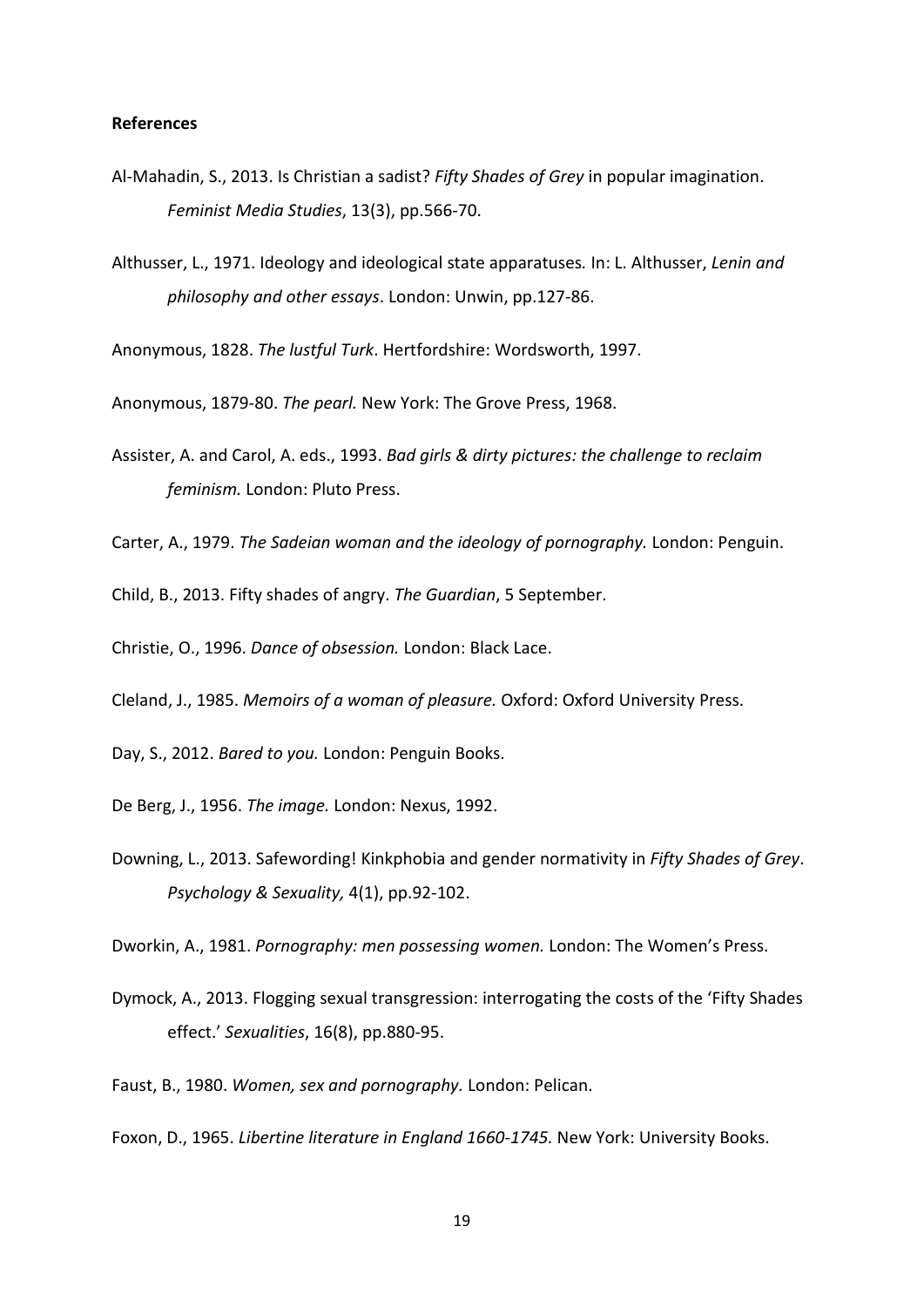**References**

Al-Mahadin, S., 2013. Is Christian a sadist? *Fifty Shades of Grey* in popular imagination. *Feminist Media Studies*, 13(3), pp.566-70.

Althusser, L., 1971. Ideology and ideological state apparatuses*.* In: L. Althusser, *Lenin and philosophy and other essays*. London: Unwin, pp.127-86.

Anonymous, 1828. *The lustful Turk*. Hertfordshire: Wordsworth, 1997.

Anonymous, 1879-80. *The pearl.* New York: The Grove Press, 1968.

Assister, A. and Carol, A. eds., 1993. *Bad girls & dirty pictures: the challenge to reclaim feminism.* London: Pluto Press.

Carter, A., 1979. *The Sadeian woman and the ideology of pornography.* London: Penguin.

Child, B., 2013. Fifty shades of angry. *The Guardian*, 5 September.

Christie, O., 1996. *Dance of obsession.* London: Black Lace.

Cleland, J., 1985. *Memoirs of a woman of pleasure.* Oxford: Oxford University Press.

Day, S., 2012. *Bared to you.* London: Penguin Books.

De Berg, J., 1956. *The image.* London: Nexus, 1992.

Downing, L., 2013. Safewording! Kinkphobia and gender normativity in *Fifty Shades of Grey*. *Psychology & Sexuality,* 4(1), pp.92-102.

Dworkin, A., 1981. *Pornography: men possessing women.* London: The Women's Press.

Dymock, A., 2013. Flogging sexual transgression: interrogating the costs of the 'Fifty Shades effect.' *Sexualities*, 16(8), pp.880-95.

Faust, B., 1980. *Women, sex and pornography.* London: Pelican.

Foxon, D., 1965. *Libertine literature in England 1660-1745.* New York: University Books.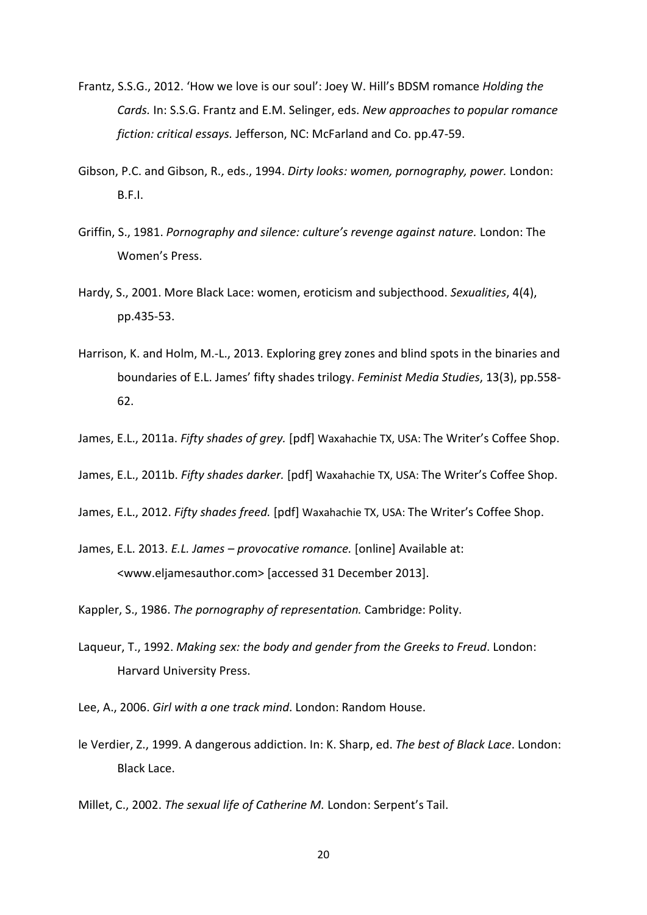Frantz, S.S.G., 2012. 'How we love is our soul': Joey W. Hill's BDSM romance *Holding the Cards.* In: S.S.G. Frantz and E.M. Selinger, eds. *New approaches to popular romance fiction: critical essays.* Jefferson, NC: McFarland and Co. pp.47-59.

Gibson, P.C. and Gibson, R., eds., 1994. *Dirty looks: women, pornography, power.* London: B.F.I.

Griffin, S., 1981. *Pornography and silence: culture's revenge against nature.* London: The Women's Press.

Hardy, S., 2001. More Black Lace: women, eroticism and subjecthood. *Sexualities*, 4(4), pp.435-53.

Harrison, K. and Holm, M.-L., 2013. Exploring grey zones and blind spots in the binaries and boundaries of E.L. James' fifty shades trilogy. *Feminist Media Studies*, 13(3), pp.558-62.

James, E.L., 2011a. *Fifty shades of grey.* [pdf] Waxahachie TX, USA: The Writer's Coffee Shop.

James, E.L., 2011b. *Fifty shades darker.* [pdf] Waxahachie TX, USA: The Writer's Coffee Shop.

James, E.L., 2012. *Fifty shades freed.* [pdf] Waxahachie TX, USA: The Writer's Coffee Shop.

James, E.L. 2013. *E.L. James – provocative romance.* [online] Available at: <www.eljamesauthor.com> [accessed 31 December 2013].

Kappler, S., 1986. *The pornography of representation.* Cambridge: Polity.

Laqueur, T., 1992. *Making sex: the body and gender from the Greeks to Freud*. London: Harvard University Press.

Lee, A., 2006. *Girl with a one track mind*. London: Random House.

le Verdier, Z., 1999. A dangerous addiction. In: K. Sharp, ed. *The best of Black Lace*. London: Black Lace.

Millet, C., 2002. *The sexual life of Catherine M.* London: Serpent's Tail.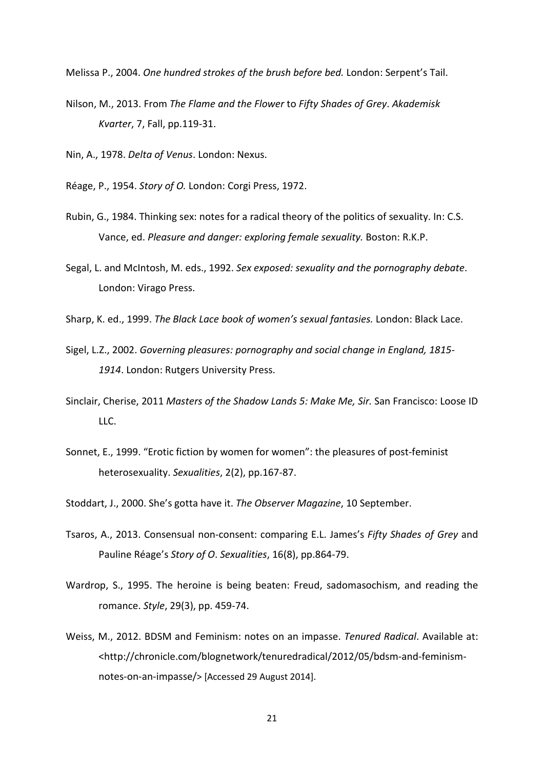Melissa P., 2004. *One hundred strokes of the brush before bed.* London: Serpent's Tail.

Nilson, M., 2013. From *The Flame and the Flower* to *Fifty Shades of Grey*. *Akademisk Kvarter*, 7, Fall, pp.119-31.

Nin, A., 1978. *Delta of Venus*. London: Nexus.

Réage, P., 1954. *Story of O.* London: Corgi Press, 1972.

Rubin, G., 1984. Thinking sex: notes for a radical theory of the politics of sexuality. In: C.S. Vance, ed. *Pleasure and danger: exploring female sexuality.* Boston: R.K.P.

Segal, L. and McIntosh, M. eds., 1992. *Sex exposed: sexuality and the pornography debate*. London: Virago Press.

Sharp, K. ed., 1999. *The Black Lace book of women's sexual fantasies.* London: Black Lace.

Sigel, L.Z., 2002. *Governing pleasures: pornography and social change in England, 1815-1914*. London: Rutgers University Press.

Sinclair, Cherise, 2011 *Masters of the Shadow Lands 5: Make Me, Sir.* San Francisco: Loose ID LLC.

Sonnet, E., 1999. "Erotic fiction by women for women": the pleasures of post-feminist heterosexuality. *Sexualities*, 2(2), pp.167-87.

Stoddart, J., 2000. She's gotta have it. *The Observer Magazine*, 10 September.

Tsaros, A., 2013. Consensual non-consent: comparing E.L. James's *Fifty Shades of Grey* and Pauline Réage's *Story of O*. *Sexualities*, 16(8), pp.864-79.

Wardrop, S., 1995. The heroine is being beaten: Freud, sadomasochism, and reading the romance. *Style*, 29(3), pp. 459-74.

Weiss, M., 2012. BDSM and Feminism: notes on an impasse. *Tenured Radical*. Available at: <http://chronicle.com/blognetwork/tenuredradical/2012/05/bdsm-and-feminism-notes-on-an-impasse/> [Accessed 29 August 2014].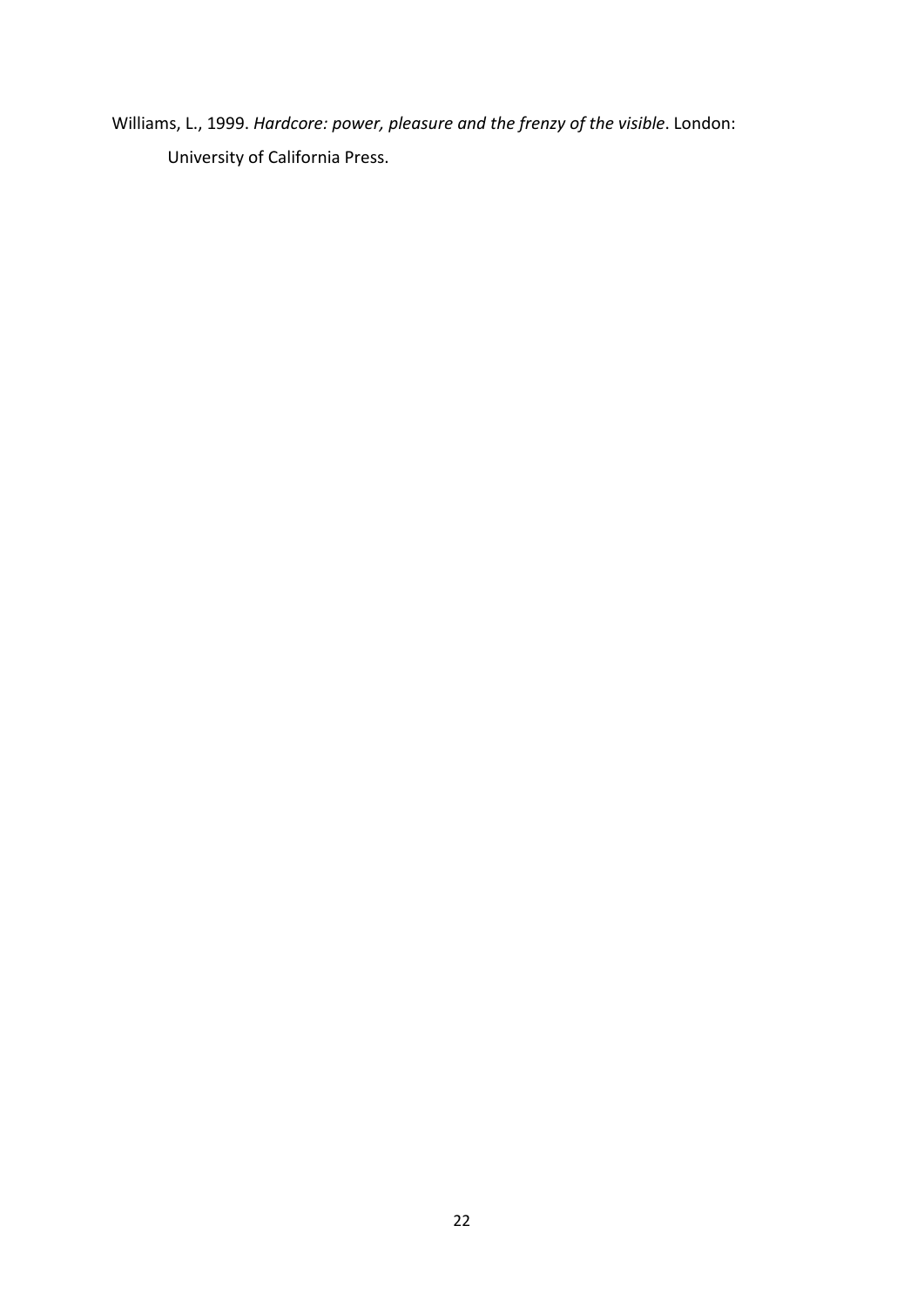Williams, L., 1999. *Hardcore: power, pleasure and the frenzy of the visible*. London: University of California Press.